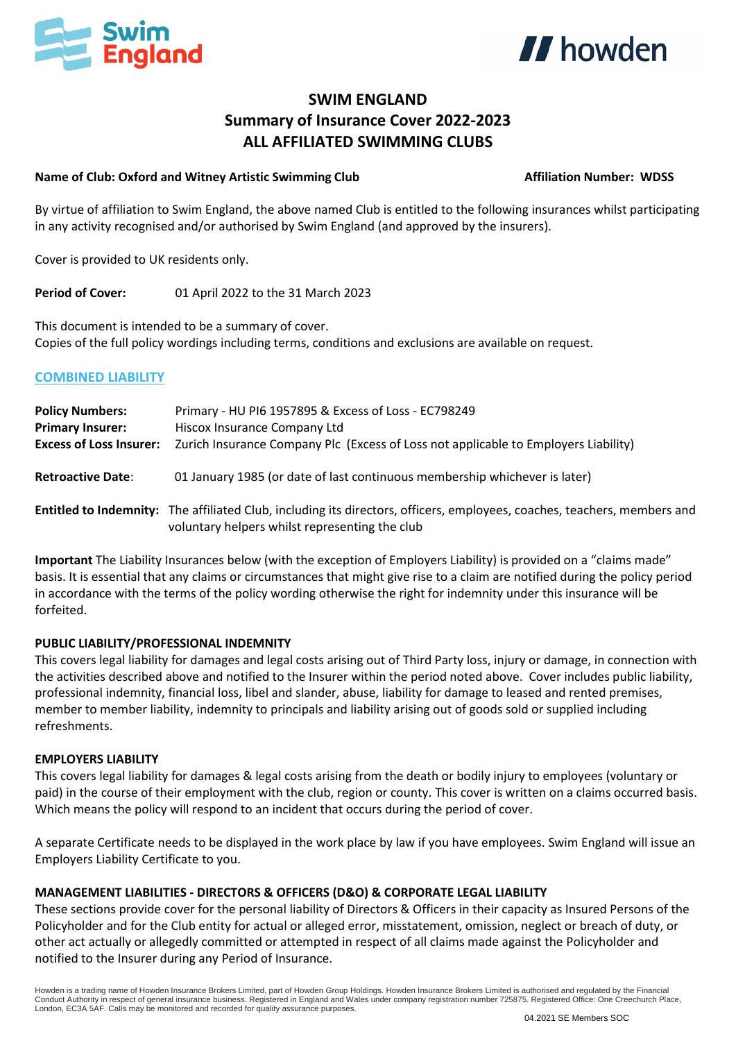# SWIM ENGLAND
## Summary of Insurance Cover 2022-2023
## ALL AFFILIATED SWIMMING CLUBS

**Name of Club: Oxford and Witney Artistic Swimming Club** **Affiliation Number: WDSS**

By virtue of affiliation to Swim England, the above named Club is entitled to the following insurances whilst participating in any activity recognised and/or authorised by Swim England (and approved by the insurers).

Cover is provided to UK residents only.

**Period of Cover:** 01 April 2022 to the 31 March 2023

This document is intended to be a summary of cover.
Copies of the full policy wordings including terms, conditions and exclusions are available on request.

## COMBINED LIABILITY

**Policy Numbers:** Primary - HU PI6 1957895 & Excess of Loss - EC798249
**Primary Insurer:** Hiscox Insurance Company Ltd
**Excess of Loss Insurer:** Zurich Insurance Company Plc (Excess of Loss not applicable to Employers Liability)

**Retroactive Date**: 01 January 1985 (or date of last continuous membership whichever is later)

**Entitled to Indemnity:** The affiliated Club, including its directors, officers, employees, coaches, teachers, members and voluntary helpers whilst representing the club

**Important** The Liability Insurances below (with the exception of Employers Liability) is provided on a "claims made" basis. It is essential that any claims or circumstances that might give rise to a claim are notified during the policy period in accordance with the terms of the policy wording otherwise the right for indemnity under this insurance will be forfeited.

### PUBLIC LIABILITY/PROFESSIONAL INDEMNITY

This covers legal liability for damages and legal costs arising out of Third Party loss, injury or damage, in connection with the activities described above and notified to the Insurer within the period noted above. Cover includes public liability, professional indemnity, financial loss, libel and slander, abuse, liability for damage to leased and rented premises, member to member liability, indemnity to principals and liability arising out of goods sold or supplied including refreshments.

### EMPLOYERS LIABILITY

This covers legal liability for damages & legal costs arising from the death or bodily injury to employees (voluntary or paid) in the course of their employment with the club, region or county. This cover is written on a claims occurred basis. Which means the policy will respond to an incident that occurs during the period of cover.

A separate Certificate needs to be displayed in the work place by law if you have employees. Swim England will issue an Employers Liability Certificate to you.

### MANAGEMENT LIABILITIES - DIRECTORS & OFFICERS (D&O) & CORPORATE LEGAL LIABILITY

These sections provide cover for the personal liability of Directors & Officers in their capacity as Insured Persons of the Policyholder and for the Club entity for actual or alleged error, misstatement, omission, neglect or breach of duty, or other act actually or allegedly committed or attempted in respect of all claims made against the Policyholder and notified to the Insurer during any Period of Insurance.

Howden is a trading name of Howden Insurance Brokers Limited, part of Howden Group Holdings. Howden Insurance Brokers Limited is authorised and regulated by the Financial Conduct Authority in respect of general insurance business. Registered in England and Wales under company registration number 725875. Registered Office: One Creechurch Place, London, EC3A 5AF. Calls may be monitored and recorded for quality assurance purposes.

04.2021 SE Members SOC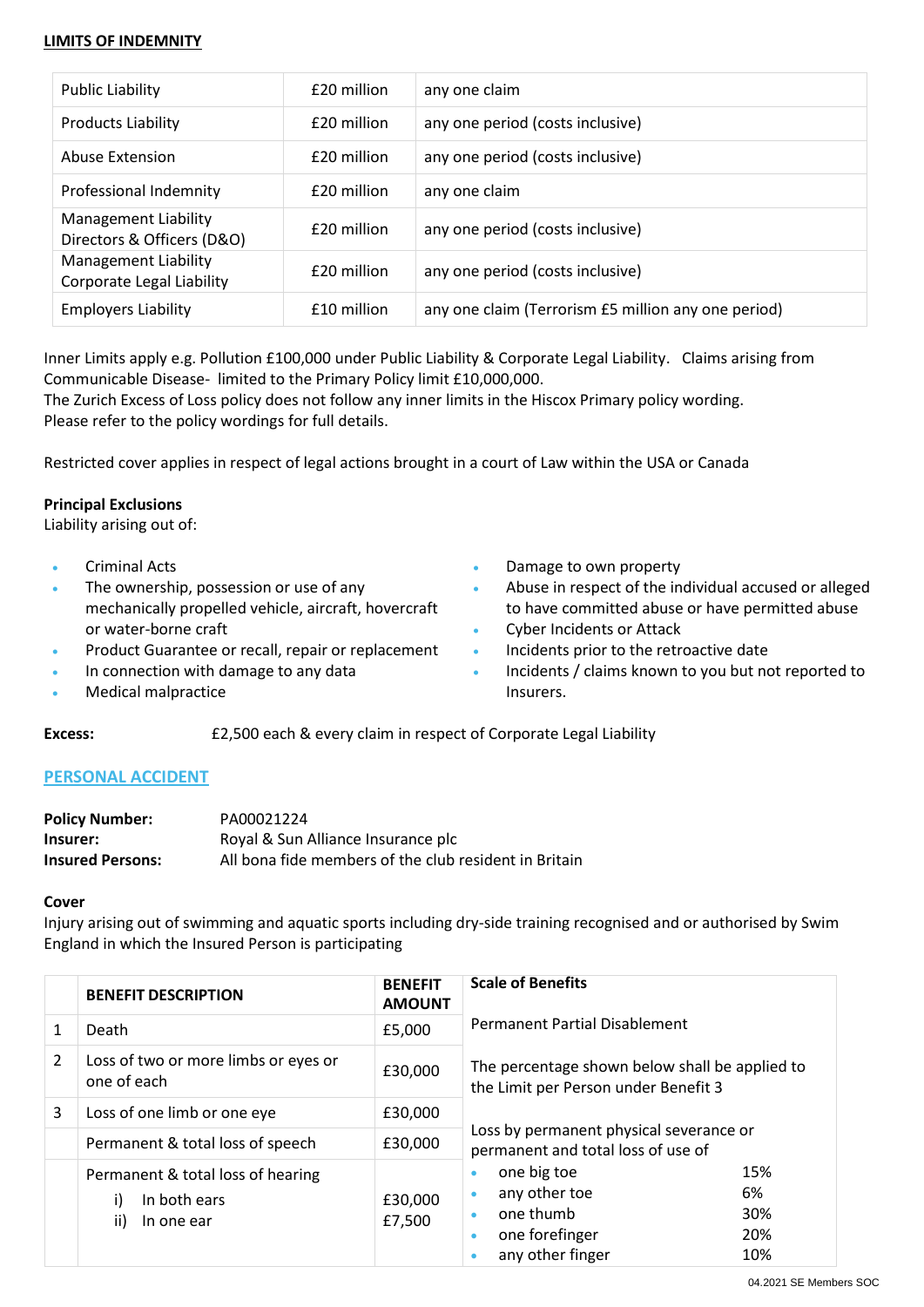## LIMITS OF INDEMNITY

| | | |
|---|---|---|
| Public Liability | £20 million | any one claim |
| Products Liability | £20 million | any one period (costs inclusive) |
| Abuse Extension | £20 million | any one period (costs inclusive) |
| Professional Indemnity | £20 million | any one claim |
| Management Liability Directors & Officers (D&O) | £20 million | any one period (costs inclusive) |
| Management Liability Corporate Legal Liability | £20 million | any one period (costs inclusive) |
| Employers Liability | £10 million | any one claim (Terrorism £5 million any one period) |

Inner Limits apply e.g. Pollution £100,000 under Public Liability & Corporate Legal Liability. Claims arising from Communicable Disease- limited to the Primary Policy limit £10,000,000.
The Zurich Excess of Loss policy does not follow any inner limits in the Hiscox Primary policy wording.
Please refer to the policy wordings for full details.

Restricted cover applies in respect of legal actions brought in a court of Law within the USA or Canada

**Principal Exclusions**
Liability arising out of:

- Criminal Acts
- The ownership, possession or use of any mechanically propelled vehicle, aircraft, hovercraft or water-borne craft
- Product Guarantee or recall, repair or replacement
- In connection with damage to any data
- Medical malpractice
- Damage to own property
- Abuse in respect of the individual accused or alleged to have committed abuse or have permitted abuse
- Cyber Incidents or Attack
- Incidents prior to the retroactive date
- Incidents / claims known to you but not reported to Insurers.

**Excess:** £2,500 each & every claim in respect of Corporate Legal Liability

## PERSONAL ACCIDENT

**Policy Number:** PA00021224
**Insurer:** Royal & Sun Alliance Insurance plc
**Insured Persons:** All bona fide members of the club resident in Britain

**Cover**
Injury arising out of swimming and aquatic sports including dry-side training recognised and or authorised by Swim England in which the Insured Person is participating

| | BENEFIT DESCRIPTION | BENEFIT AMOUNT |
|---|---|---|
| 1 | Death | £5,000 |
| 2 | Loss of two or more limbs or eyes or one of each | £30,000 |
| 3 | Loss of one limb or one eye | £30,000 |
| | Permanent & total loss of speech | £30,000 |
| | Permanent & total loss of hearing<br>i) In both ears<br>ii) In one ear | <br>£30,000<br>£7,500 |

**Scale of Benefits**

Permanent Partial Disablement

The percentage shown below shall be applied to the Limit per Person under Benefit 3

Loss by permanent physical severance or permanent and total loss of use of

- one big toe 15%
- any other toe 6%
- one thumb 30%
- one forefinger 20%
- any other finger 10%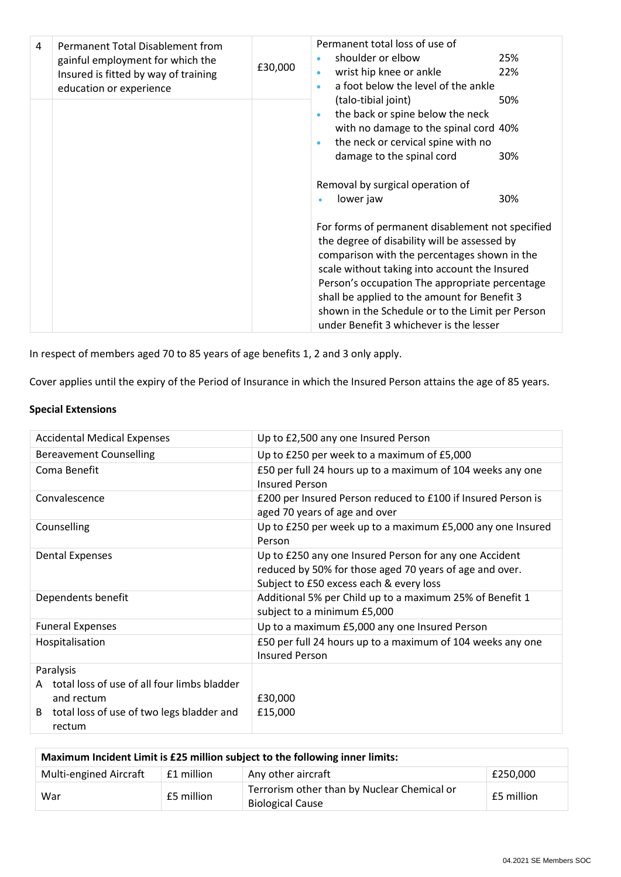| | | | |
|---|---|---|---|
| 4 | Permanent Total Disablement from gainful employment for which the Insured is fitted by way of training education or experience | £30,000 | Permanent total loss of use of<br>• shoulder or elbow 25%<br>• wrist hip knee or ankle 22%<br>• a foot below the level of the ankle (talo-tibial joint) 50%<br>• the back or spine below the neck with no damage to the spinal cord 40%<br>• the neck or cervical spine with no damage to the spinal cord 30%<br><br>Removal by surgical operation of<br>• lower jaw 30%<br><br>For forms of permanent disablement not specified the degree of disability will be assessed by comparison with the percentages shown in the scale without taking into account the Insured Person's occupation The appropriate percentage shall be applied to the amount for Benefit 3 shown in the Schedule or to the Limit per Person under Benefit 3 whichever is the lesser |

In respect of members aged 70 to 85 years of age benefits 1, 2 and 3 only apply.

Cover applies until the expiry of the Period of Insurance in which the Insured Person attains the age of 85 years.

**Special Extensions**

| | |
|---|---|
| Accidental Medical Expenses | Up to £2,500 any one Insured Person |
| Bereavement Counselling | Up to £250 per week to a maximum of £5,000 |
| Coma Benefit | £50 per full 24 hours up to a maximum of 104 weeks any one Insured Person |
| Convalescence | £200 per Insured Person reduced to £100 if Insured Person is aged 70 years of age and over |
| Counselling | Up to £250 per week up to a maximum £5,000 any one Insured Person |
| Dental Expenses | Up to £250 any one Insured Person for any one Accident reduced by 50% for those aged 70 years of age and over. Subject to £50 excess each & every loss |
| Dependents benefit | Additional 5% per Child up to a maximum 25% of Benefit 1 subject to a minimum £5,000 |
| Funeral Expenses | Up to a maximum £5,000 any one Insured Person |
| Hospitalisation | £50 per full 24 hours up to a maximum of 104 weeks any one Insured Person |
| Paralysis<br>A total loss of use of all four limbs bladder and rectum<br>B total loss of use of two legs bladder and rectum | <br>£30,000<br>£15,000 |

| **Maximum Incident Limit is £25 million subject to the following inner limits:** | | | |
|---|---|---|---|
| Multi-engined Aircraft | £1 million | Any other aircraft | £250,000 |
| War | £5 million | Terrorism other than by Nuclear Chemical or Biological Cause | £5 million |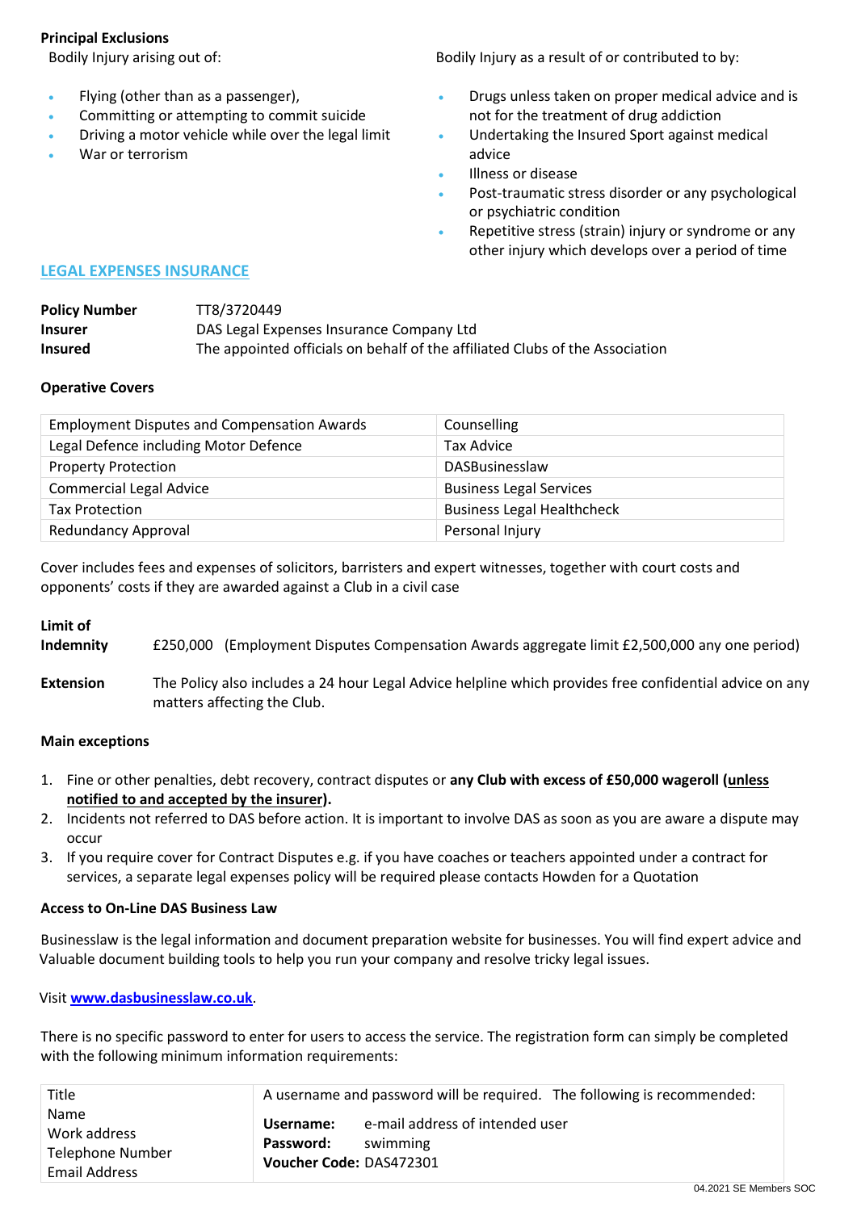**Principal Exclusions**

Bodily Injury arising out of:

- Flying (other than as a passenger),
- Committing or attempting to commit suicide
- Driving a motor vehicle while over the legal limit
- War or terrorism

Bodily Injury as a result of or contributed to by:

- Drugs unless taken on proper medical advice and is not for the treatment of drug addiction
- Undertaking the Insured Sport against medical advice
- Illness or disease
- Post-traumatic stress disorder or any psychological or psychiatric condition
- Repetitive stress (strain) injury or syndrome or any other injury which develops over a period of time

## LEGAL EXPENSES INSURANCE

| | |
|---|---|
| **Policy Number** | TT8/3720449 |
| **Insurer** | DAS Legal Expenses Insurance Company Ltd |
| **Insured** | The appointed officials on behalf of the affiliated Clubs of the Association |

**Operative Covers**

| | |
|---|---|
| Employment Disputes and Compensation Awards | Counselling |
| Legal Defence including Motor Defence | Tax Advice |
| Property Protection | DASBusinesslaw |
| Commercial Legal Advice | Business Legal Services |
| Tax Protection | Business Legal Healthcheck |
| Redundancy Approval | Personal Injury |

Cover includes fees and expenses of solicitors, barristers and expert witnesses, together with court costs and opponents' costs if they are awarded against a Club in a civil case

**Limit of Indemnity** £250,000 (Employment Disputes Compensation Awards aggregate limit £2,500,000 any one period)

**Extension** The Policy also includes a 24 hour Legal Advice helpline which provides free confidential advice on any matters affecting the Club.

**Main exceptions**

1. Fine or other penalties, debt recovery, contract disputes or **any Club with excess of £50,000 wageroll (unless notified to and accepted by the insurer).**
2. Incidents not referred to DAS before action. It is important to involve DAS as soon as you are aware a dispute may occur
3. If you require cover for Contract Disputes e.g. if you have coaches or teachers appointed under a contract for services, a separate legal expenses policy will be required please contacts Howden for a Quotation

**Access to On-Line DAS Business Law**

Businesslaw is the legal information and document preparation website for businesses. You will find expert advice and Valuable document building tools to help you run your company and resolve tricky legal issues.

Visit **www.dasbusinesslaw.co.uk**.

There is no specific password to enter for users to access the service. The registration form can simply be completed with the following minimum information requirements:

| | |
|---|---|
| Title<br>Name<br>Work address<br>Telephone Number<br>Email Address | A username and password will be required. The following is recommended:<br>**Username:** e-mail address of intended user<br>**Password:** swimming<br>**Voucher Code:** DAS472301 |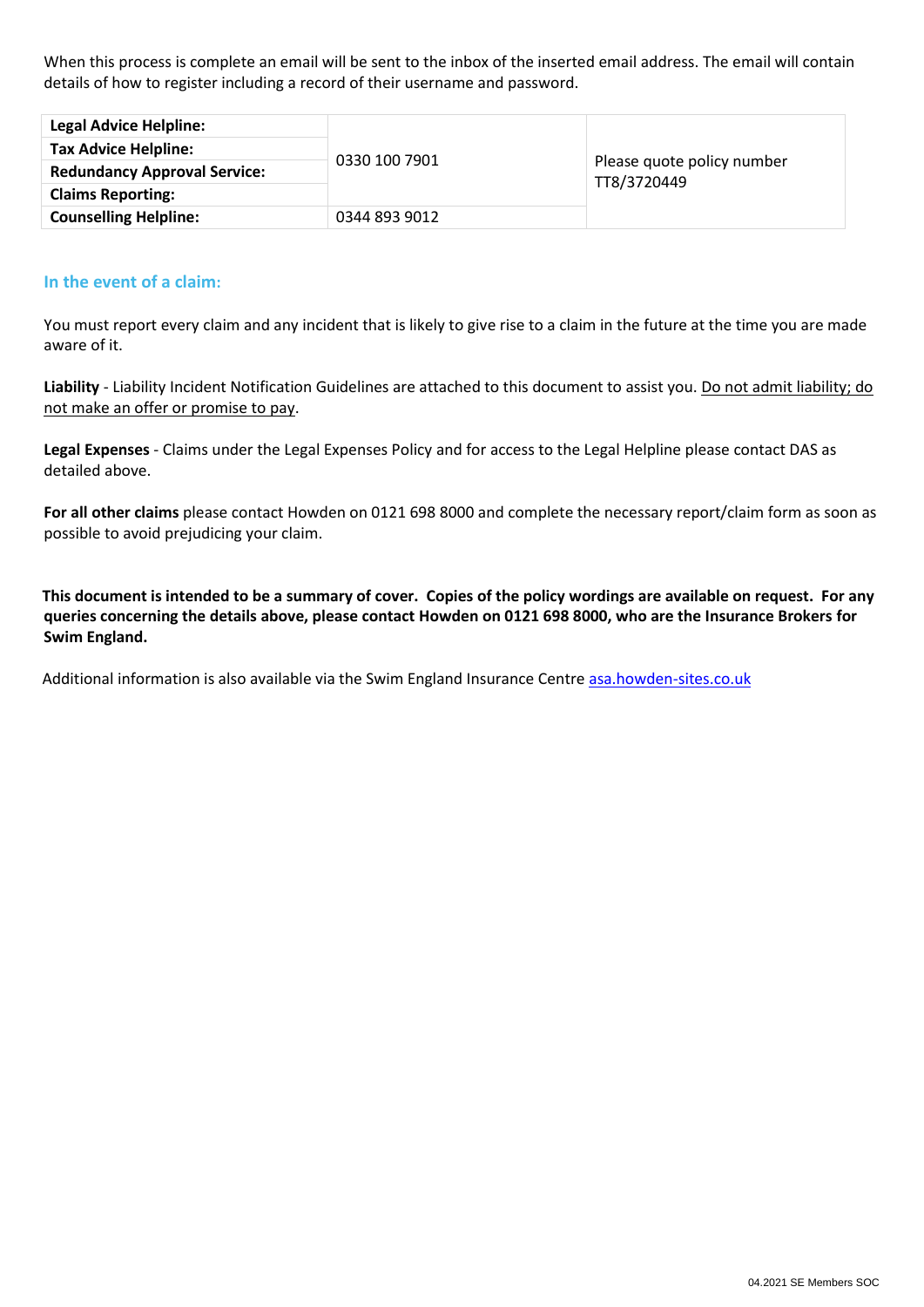When this process is complete an email will be sent to the inbox of the inserted email address. The email will contain details of how to register including a record of their username and password.

| | | |
|---|---|---|
| **Legal Advice Helpline:** | 0330 100 7901 | Please quote policy number TT8/3720449 |
| **Tax Advice Helpline:** | | |
| **Redundancy Approval Service:** | | |
| **Claims Reporting:** | | |
| **Counselling Helpline:** | 0344 893 9012 | |

## In the event of a claim:

You must report every claim and any incident that is likely to give rise to a claim in the future at the time you are made aware of it.

**Liability** - Liability Incident Notification Guidelines are attached to this document to assist you. Do not admit liability; do not make an offer or promise to pay.

**Legal Expenses** - Claims under the Legal Expenses Policy and for access to the Legal Helpline please contact DAS as detailed above.

**For all other claims** please contact Howden on 0121 698 8000 and complete the necessary report/claim form as soon as possible to avoid prejudicing your claim.

**This document is intended to be a summary of cover. Copies of the policy wordings are available on request. For any queries concerning the details above, please contact Howden on 0121 698 8000, who are the Insurance Brokers for Swim England.**

Additional information is also available via the Swim England Insurance Centre asa.howden-sites.co.uk

04.2021 SE Members SOC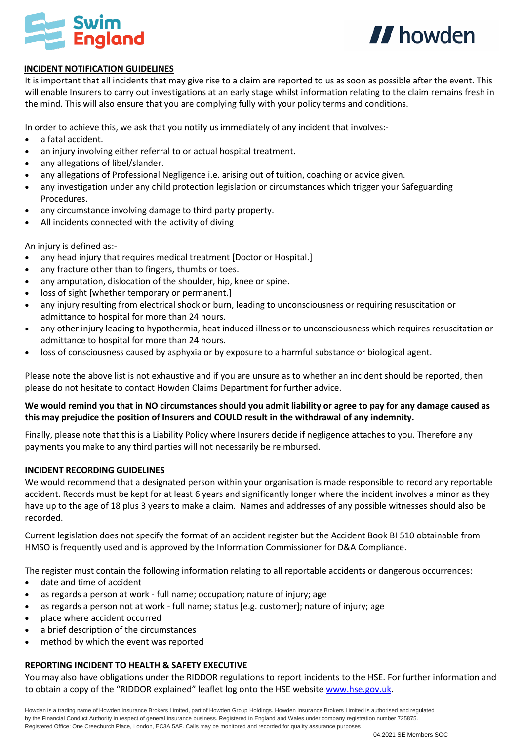## INCIDENT NOTIFICATION GUIDELINES

It is important that all incidents that may give rise to a claim are reported to us as soon as possible after the event. This will enable Insurers to carry out investigations at an early stage whilst information relating to the claim remains fresh in the mind. This will also ensure that you are complying fully with your policy terms and conditions.

In order to achieve this, we ask that you notify us immediately of any incident that involves:-

- a fatal accident.
- an injury involving either referral to or actual hospital treatment.
- any allegations of libel/slander.
- any allegations of Professional Negligence i.e. arising out of tuition, coaching or advice given.
- any investigation under any child protection legislation or circumstances which trigger your Safeguarding Procedures.
- any circumstance involving damage to third party property.
- All incidents connected with the activity of diving

An injury is defined as:-

- any head injury that requires medical treatment [Doctor or Hospital.]
- any fracture other than to fingers, thumbs or toes.
- any amputation, dislocation of the shoulder, hip, knee or spine.
- loss of sight [whether temporary or permanent.]
- any injury resulting from electrical shock or burn, leading to unconsciousness or requiring resuscitation or admittance to hospital for more than 24 hours.
- any other injury leading to hypothermia, heat induced illness or to unconsciousness which requires resuscitation or admittance to hospital for more than 24 hours.
- loss of consciousness caused by asphyxia or by exposure to a harmful substance or biological agent.

Please note the above list is not exhaustive and if you are unsure as to whether an incident should be reported, then please do not hesitate to contact Howden Claims Department for further advice.

**We would remind you that in NO circumstances should you admit liability or agree to pay for any damage caused as this may prejudice the position of Insurers and COULD result in the withdrawal of any indemnity.**

Finally, please note that this is a Liability Policy where Insurers decide if negligence attaches to you. Therefore any payments you make to any third parties will not necessarily be reimbursed.

## INCIDENT RECORDING GUIDELINES

We would recommend that a designated person within your organisation is made responsible to record any reportable accident. Records must be kept for at least 6 years and significantly longer where the incident involves a minor as they have up to the age of 18 plus 3 years to make a claim. Names and addresses of any possible witnesses should also be recorded.

Current legislation does not specify the format of an accident register but the Accident Book BI 510 obtainable from HMSO is frequently used and is approved by the Information Commissioner for D&A Compliance.

The register must contain the following information relating to all reportable accidents or dangerous occurrences:

- date and time of accident
- as regards a person at work - full name; occupation; nature of injury; age
- as regards a person not at work - full name; status [e.g. customer]; nature of injury; age
- place where accident occurred
- a brief description of the circumstances
- method by which the event was reported

## REPORTING INCIDENT TO HEALTH & SAFETY EXECUTIVE

You may also have obligations under the RIDDOR regulations to report incidents to the HSE. For further information and to obtain a copy of the "RIDDOR explained" leaflet log onto the HSE website www.hse.gov.uk.

Howden is a trading name of Howden Insurance Brokers Limited, part of Howden Group Holdings. Howden Insurance Brokers Limited is authorised and regulated by the Financial Conduct Authority in respect of general insurance business. Registered in England and Wales under company registration number 725875. Registered Office: One Creechurch Place, London, EC3A 5AF. Calls may be monitored and recorded for quality assurance purposes

04.2021 SE Members SOC